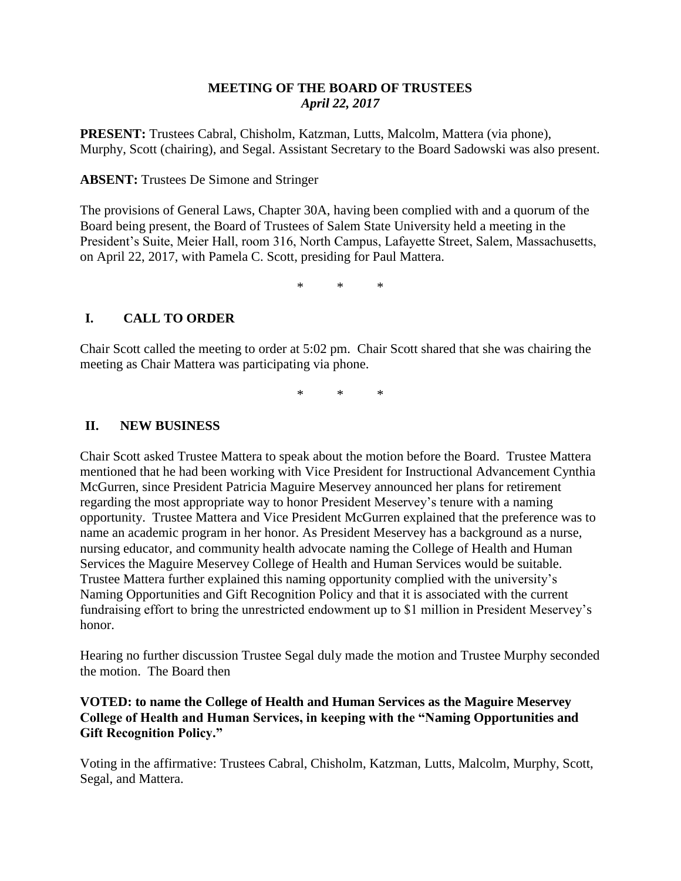**MEETING OF THE BOARD OF TRUSTEES**
***April 22, 2017***

**PRESENT:** Trustees Cabral, Chisholm, Katzman, Lutts, Malcolm, Mattera (via phone), Murphy, Scott (chairing), and Segal. Assistant Secretary to the Board Sadowski was also present.

**ABSENT:** Trustees De Simone and Stringer

The provisions of General Laws, Chapter 30A, having been complied with and a quorum of the Board being present, the Board of Trustees of Salem State University held a meeting in the President's Suite, Meier Hall, room 316, North Campus, Lafayette Street, Salem, Massachusetts, on April 22, 2017, with Pamela C. Scott, presiding for Paul Mattera.

\* \* \*

## I. CALL TO ORDER

Chair Scott called the meeting to order at 5:02 pm. Chair Scott shared that she was chairing the meeting as Chair Mattera was participating via phone.

\* \* \*

## II. NEW BUSINESS

Chair Scott asked Trustee Mattera to speak about the motion before the Board. Trustee Mattera mentioned that he had been working with Vice President for Instructional Advancement Cynthia McGurren, since President Patricia Maguire Meservey announced her plans for retirement regarding the most appropriate way to honor President Meservey's tenure with a naming opportunity. Trustee Mattera and Vice President McGurren explained that the preference was to name an academic program in her honor. As President Meservey has a background as a nurse, nursing educator, and community health advocate naming the College of Health and Human Services the Maguire Meservey College of Health and Human Services would be suitable. Trustee Mattera further explained this naming opportunity complied with the university's Naming Opportunities and Gift Recognition Policy and that it is associated with the current fundraising effort to bring the unrestricted endowment up to $1 million in President Meservey's honor.

Hearing no further discussion Trustee Segal duly made the motion and Trustee Murphy seconded the motion. The Board then

**VOTED: to name the College of Health and Human Services as the Maguire Meservey College of Health and Human Services, in keeping with the "Naming Opportunities and Gift Recognition Policy."**

Voting in the affirmative: Trustees Cabral, Chisholm, Katzman, Lutts, Malcolm, Murphy, Scott, Segal, and Mattera.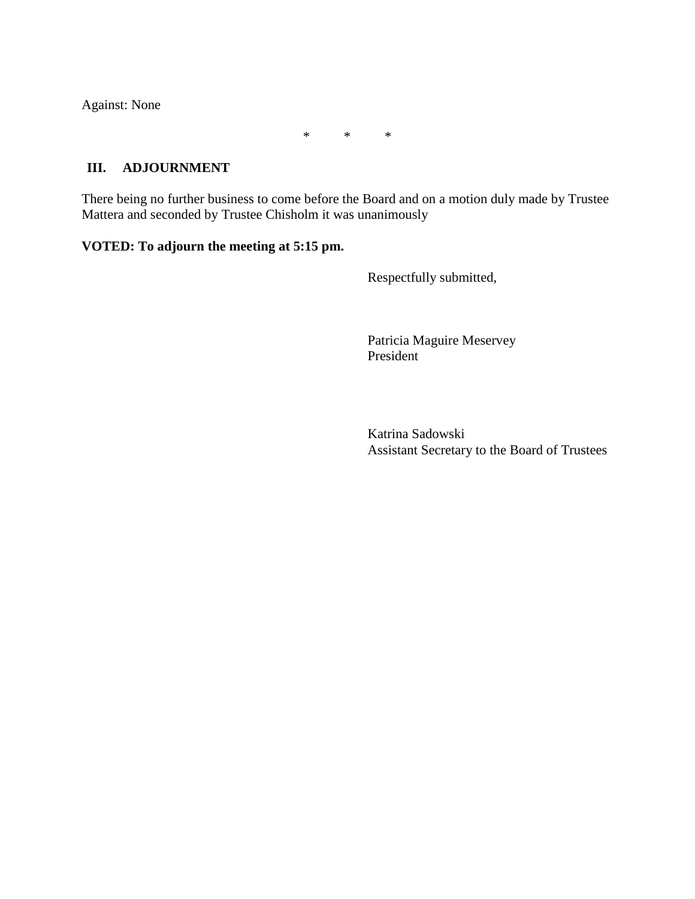Against: None

\*          \*          \*

## III. ADJOURNMENT

There being no further business to come before the Board and on a motion duly made by Trustee Mattera and seconded by Trustee Chisholm it was unanimously

**VOTED: To adjourn the meeting at 5:15 pm.**

Respectfully submitted,

Patricia Maguire Meservey
President

Katrina Sadowski
Assistant Secretary to the Board of Trustees